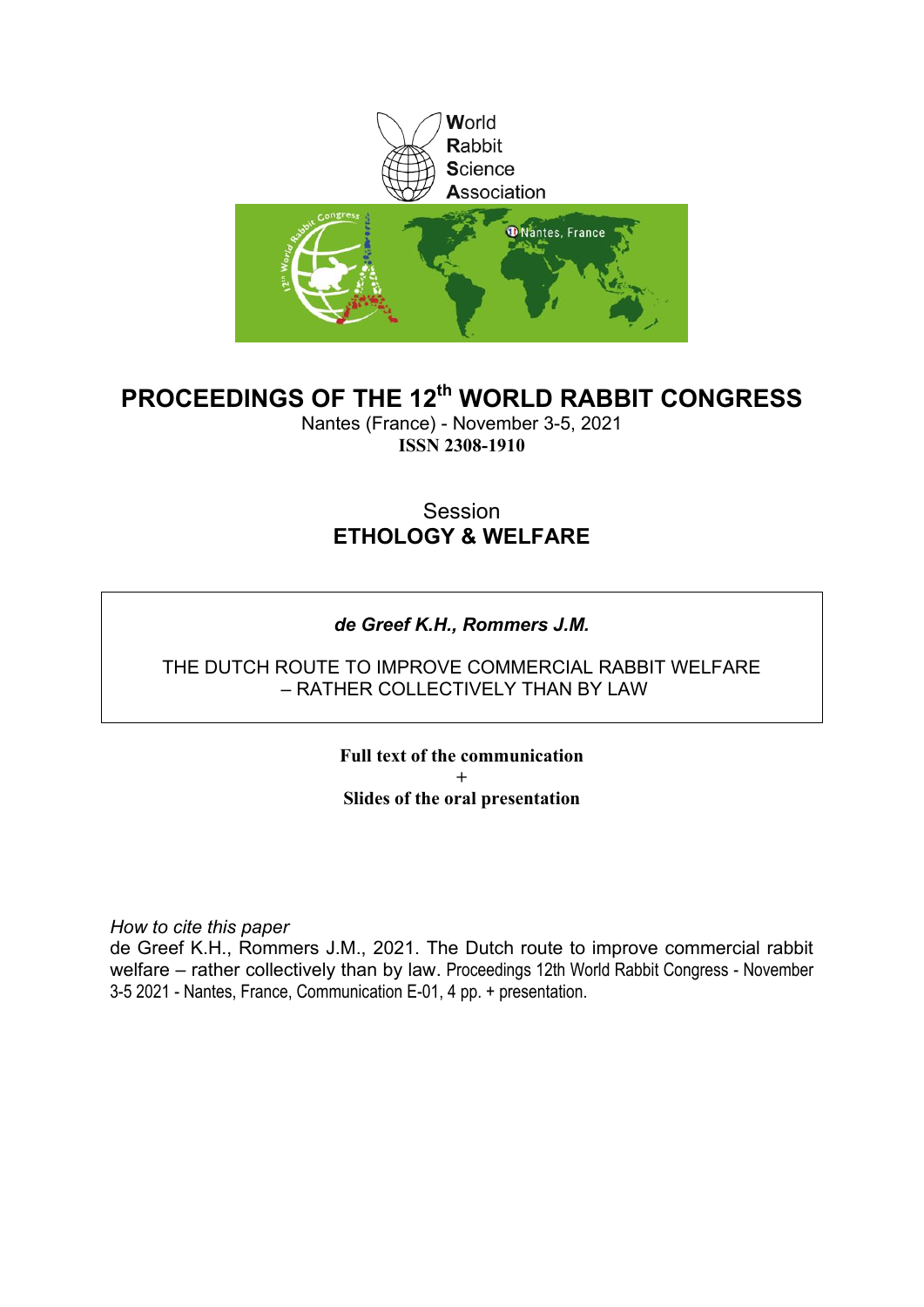World
Rabbit
Science
Association

# PROCEEDINGS OF THE 12th WORLD RABBIT CONGRESS

Nantes (France) - November 3-5, 2021
**ISSN 2308-1910**

## Session
## ETHOLOGY & WELFARE

***de Greef K.H., Rommers J.M.***

THE DUTCH ROUTE TO IMPROVE COMMERCIAL RABBIT WELFARE – RATHER COLLECTIVELY THAN BY LAW

**Full text of the communication**
**+**
**Slides of the oral presentation**

*How to cite this paper*
de Greef K.H., Rommers J.M., 2021. The Dutch route to improve commercial rabbit welfare – rather collectively than by law. Proceedings 12th World Rabbit Congress - November 3-5 2021 - Nantes, France, Communication E-01, 4 pp. + presentation.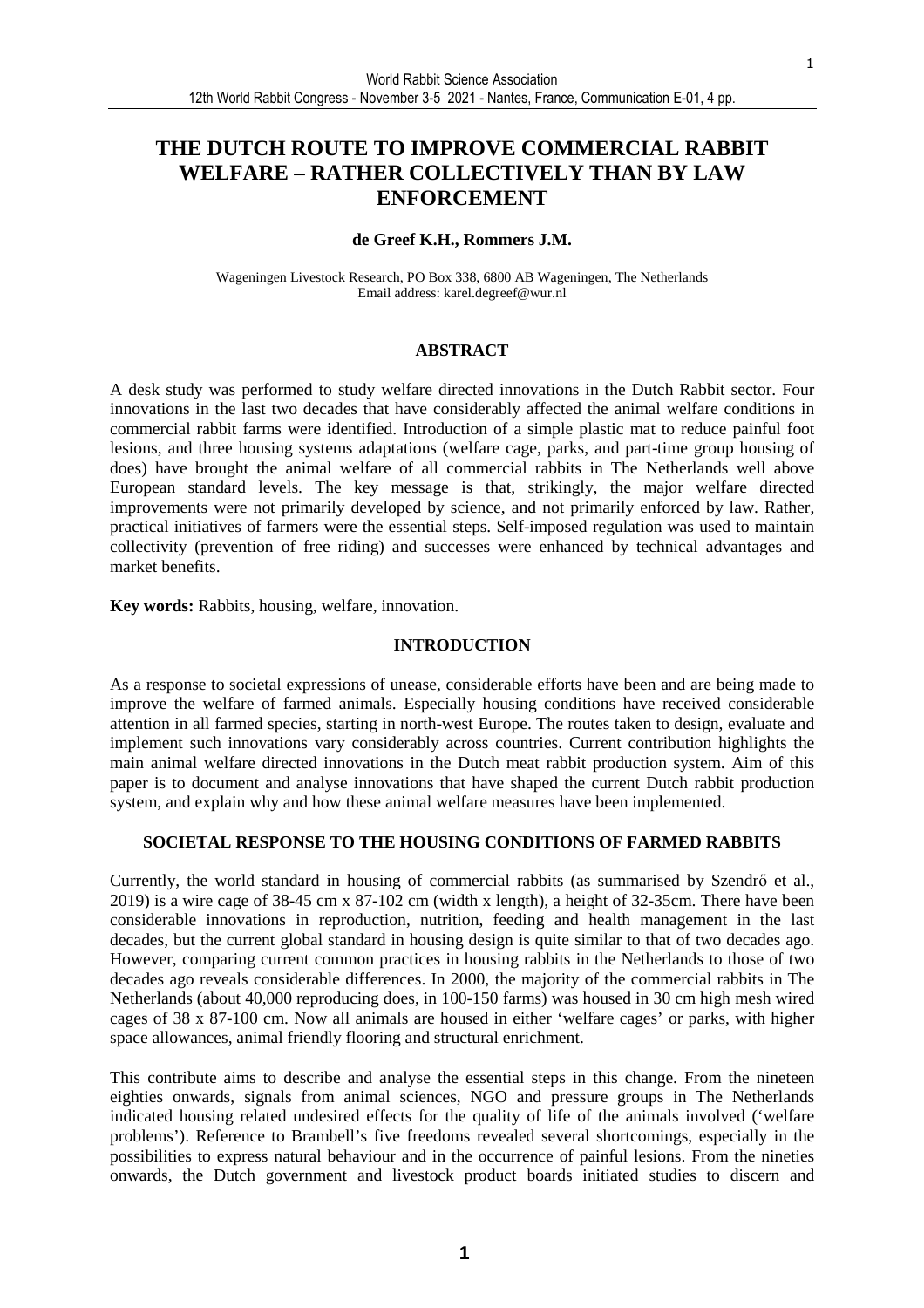# THE DUTCH ROUTE TO IMPROVE COMMERCIAL RABBIT WELFARE – RATHER COLLECTIVELY THAN BY LAW ENFORCEMENT

**de Greef K.H., Rommers J.M.**

Wageningen Livestock Research, PO Box 338, 6800 AB Wageningen, The Netherlands
Email address: karel.degreef@wur.nl

## ABSTRACT

A desk study was performed to study welfare directed innovations in the Dutch Rabbit sector. Four innovations in the last two decades that have considerably affected the animal welfare conditions in commercial rabbit farms were identified. Introduction of a simple plastic mat to reduce painful foot lesions, and three housing systems adaptations (welfare cage, parks, and part-time group housing of does) have brought the animal welfare of all commercial rabbits in The Netherlands well above European standard levels. The key message is that, strikingly, the major welfare directed improvements were not primarily developed by science, and not primarily enforced by law. Rather, practical initiatives of farmers were the essential steps. Self-imposed regulation was used to maintain collectivity (prevention of free riding) and successes were enhanced by technical advantages and market benefits.

**Key words:** Rabbits, housing, welfare, innovation.

## INTRODUCTION

As a response to societal expressions of unease, considerable efforts have been and are being made to improve the welfare of farmed animals. Especially housing conditions have received considerable attention in all farmed species, starting in north-west Europe. The routes taken to design, evaluate and implement such innovations vary considerably across countries. Current contribution highlights the main animal welfare directed innovations in the Dutch meat rabbit production system. Aim of this paper is to document and analyse innovations that have shaped the current Dutch rabbit production system, and explain why and how these animal welfare measures have been implemented.

## SOCIETAL RESPONSE TO THE HOUSING CONDITIONS OF FARMED RABBITS

Currently, the world standard in housing of commercial rabbits (as summarised by Szendrő et al., 2019) is a wire cage of 38-45 cm x 87-102 cm (width x length), a height of 32-35cm. There have been considerable innovations in reproduction, nutrition, feeding and health management in the last decades, but the current global standard in housing design is quite similar to that of two decades ago. However, comparing current common practices in housing rabbits in the Netherlands to those of two decades ago reveals considerable differences. In 2000, the majority of the commercial rabbits in The Netherlands (about 40,000 reproducing does, in 100-150 farms) was housed in 30 cm high mesh wired cages of 38 x 87-100 cm. Now all animals are housed in either 'welfare cages' or parks, with higher space allowances, animal friendly flooring and structural enrichment.

This contribute aims to describe and analyse the essential steps in this change. From the nineteen eighties onwards, signals from animal sciences, NGO and pressure groups in The Netherlands indicated housing related undesired effects for the quality of life of the animals involved ('welfare problems'). Reference to Brambell's five freedoms revealed several shortcomings, especially in the possibilities to express natural behaviour and in the occurrence of painful lesions. From the nineties onwards, the Dutch government and livestock product boards initiated studies to discern and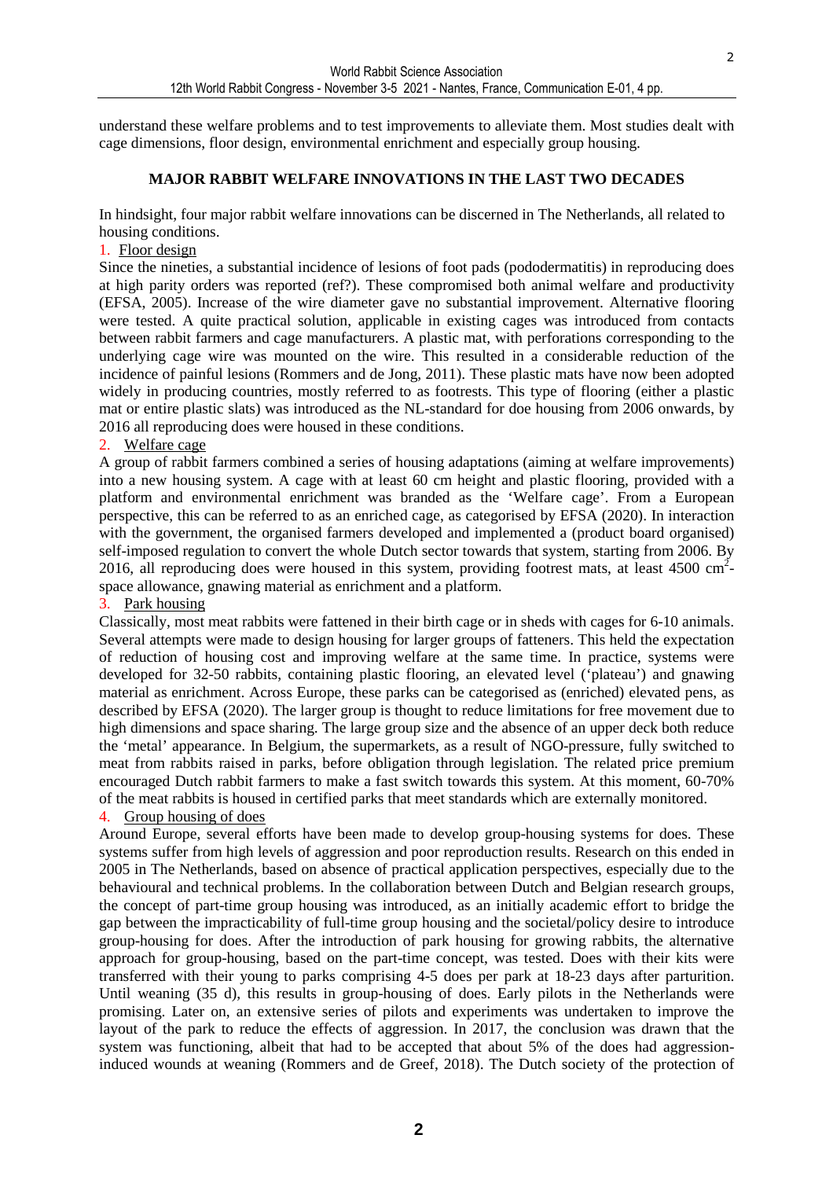understand these welfare problems and to test improvements to alleviate them. Most studies dealt with cage dimensions, floor design, environmental enrichment and especially group housing.

## MAJOR RABBIT WELFARE INNOVATIONS IN THE LAST TWO DECADES

In hindsight, four major rabbit welfare innovations can be discerned in The Netherlands, all related to housing conditions.

1. Floor design

Since the nineties, a substantial incidence of lesions of foot pads (pododermatitis) in reproducing does at high parity orders was reported (ref?). These compromised both animal welfare and productivity (EFSA, 2005). Increase of the wire diameter gave no substantial improvement. Alternative flooring were tested. A quite practical solution, applicable in existing cages was introduced from contacts between rabbit farmers and cage manufacturers. A plastic mat, with perforations corresponding to the underlying cage wire was mounted on the wire. This resulted in a considerable reduction of the incidence of painful lesions (Rommers and de Jong, 2011). These plastic mats have now been adopted widely in producing countries, mostly referred to as footrests. This type of flooring (either a plastic mat or entire plastic slats) was introduced as the NL-standard for doe housing from 2006 onwards, by 2016 all reproducing does were housed in these conditions.

2. Welfare cage

A group of rabbit farmers combined a series of housing adaptations (aiming at welfare improvements) into a new housing system. A cage with at least 60 cm height and plastic flooring, provided with a platform and environmental enrichment was branded as the 'Welfare cage'. From a European perspective, this can be referred to as an enriched cage, as categorised by EFSA (2020). In interaction with the government, the organised farmers developed and implemented a (product board organised) self-imposed regulation to convert the whole Dutch sector towards that system, starting from 2006. By 2016, all reproducing does were housed in this system, providing footrest mats, at least 4500 $cm^2$-space allowance, gnawing material as enrichment and a platform.

3. Park housing

Classically, most meat rabbits were fattened in their birth cage or in sheds with cages for 6-10 animals. Several attempts were made to design housing for larger groups of fatteners. This held the expectation of reduction of housing cost and improving welfare at the same time. In practice, systems were developed for 32-50 rabbits, containing plastic flooring, an elevated level ('plateau') and gnawing material as enrichment. Across Europe, these parks can be categorised as (enriched) elevated pens, as described by EFSA (2020). The larger group is thought to reduce limitations for free movement due to high dimensions and space sharing. The large group size and the absence of an upper deck both reduce the 'metal' appearance. In Belgium, the supermarkets, as a result of NGO-pressure, fully switched to meat from rabbits raised in parks, before obligation through legislation. The related price premium encouraged Dutch rabbit farmers to make a fast switch towards this system. At this moment, 60-70% of the meat rabbits is housed in certified parks that meet standards which are externally monitored.

4. Group housing of does

Around Europe, several efforts have been made to develop group-housing systems for does. These systems suffer from high levels of aggression and poor reproduction results. Research on this ended in 2005 in The Netherlands, based on absence of practical application perspectives, especially due to the behavioural and technical problems. In the collaboration between Dutch and Belgian research groups, the concept of part-time group housing was introduced, as an initially academic effort to bridge the gap between the impracticability of full-time group housing and the societal/policy desire to introduce group-housing for does. After the introduction of park housing for growing rabbits, the alternative approach for group-housing, based on the part-time concept, was tested. Does with their kits were transferred with their young to parks comprising 4-5 does per park at 18-23 days after parturition. Until weaning (35 d), this results in group-housing of does. Early pilots in the Netherlands were promising. Later on, an extensive series of pilots and experiments was undertaken to improve the layout of the park to reduce the effects of aggression. In 2017, the conclusion was drawn that the system was functioning, albeit that had to be accepted that about 5% of the does had aggression-induced wounds at weaning (Rommers and de Greef, 2018). The Dutch society of the protection of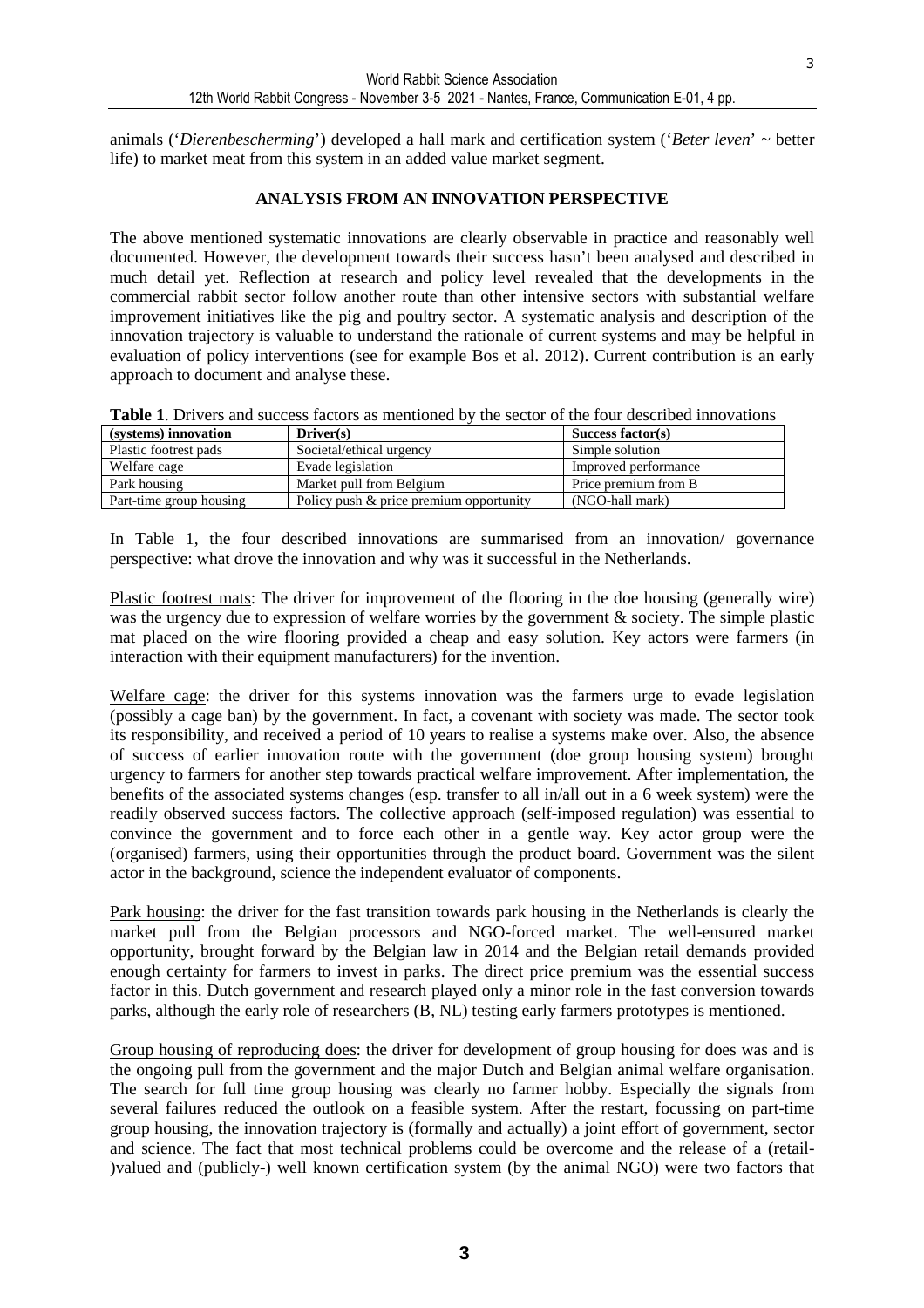animals ('*Dierenbescherming*') developed a hall mark and certification system ('*Beter leven*' ~ better life) to market meat from this system in an added value market segment.

## ANALYSIS FROM AN INNOVATION PERSPECTIVE

The above mentioned systematic innovations are clearly observable in practice and reasonably well documented. However, the development towards their success hasn't been analysed and described in much detail yet. Reflection at research and policy level revealed that the developments in the commercial rabbit sector follow another route than other intensive sectors with substantial welfare improvement initiatives like the pig and poultry sector. A systematic analysis and description of the innovation trajectory is valuable to understand the rationale of current systems and may be helpful in evaluation of policy interventions (see for example Bos et al. 2012). Current contribution is an early approach to document and analyse these.

**Table 1**. Drivers and success factors as mentioned by the sector of the four described innovations

| (systems) innovation | Driver(s) | Success factor(s) |
|---|---|---|
| Plastic footrest pads | Societal/ethical urgency | Simple solution |
| Welfare cage | Evade legislation | Improved performance |
| Park housing | Market pull from Belgium | Price premium from B |
| Part-time group housing | Policy push & price premium opportunity | (NGO-hall mark) |

In Table 1, the four described innovations are summarised from an innovation/ governance perspective: what drove the innovation and why was it successful in the Netherlands.

<u>Plastic footrest mats</u>: The driver for improvement of the flooring in the doe housing (generally wire) was the urgency due to expression of welfare worries by the government & society. The simple plastic mat placed on the wire flooring provided a cheap and easy solution. Key actors were farmers (in interaction with their equipment manufacturers) for the invention.

<u>Welfare cage</u>: the driver for this systems innovation was the farmers urge to evade legislation (possibly a cage ban) by the government. In fact, a covenant with society was made. The sector took its responsibility, and received a period of 10 years to realise a systems make over. Also, the absence of success of earlier innovation route with the government (doe group housing system) brought urgency to farmers for another step towards practical welfare improvement. After implementation, the benefits of the associated systems changes (esp. transfer to all in/all out in a 6 week system) were the readily observed success factors. The collective approach (self-imposed regulation) was essential to convince the government and to force each other in a gentle way. Key actor group were the (organised) farmers, using their opportunities through the product board. Government was the silent actor in the background, science the independent evaluator of components.

<u>Park housing</u>: the driver for the fast transition towards park housing in the Netherlands is clearly the market pull from the Belgian processors and NGO-forced market. The well-ensured market opportunity, brought forward by the Belgian law in 2014 and the Belgian retail demands provided enough certainty for farmers to invest in parks. The direct price premium was the essential success factor in this. Dutch government and research played only a minor role in the fast conversion towards parks, although the early role of researchers (B, NL) testing early farmers prototypes is mentioned.

<u>Group housing of reproducing does</u>: the driver for development of group housing for does was and is the ongoing pull from the government and the major Dutch and Belgian animal welfare organisation. The search for full time group housing was clearly no farmer hobby. Especially the signals from several failures reduced the outlook on a feasible system. After the restart, focussing on part-time group housing, the innovation trajectory is (formally and actually) a joint effort of government, sector and science. The fact that most technical problems could be overcome and the release of a (retail-)valued and (publicly-) well known certification system (by the animal NGO) were two factors that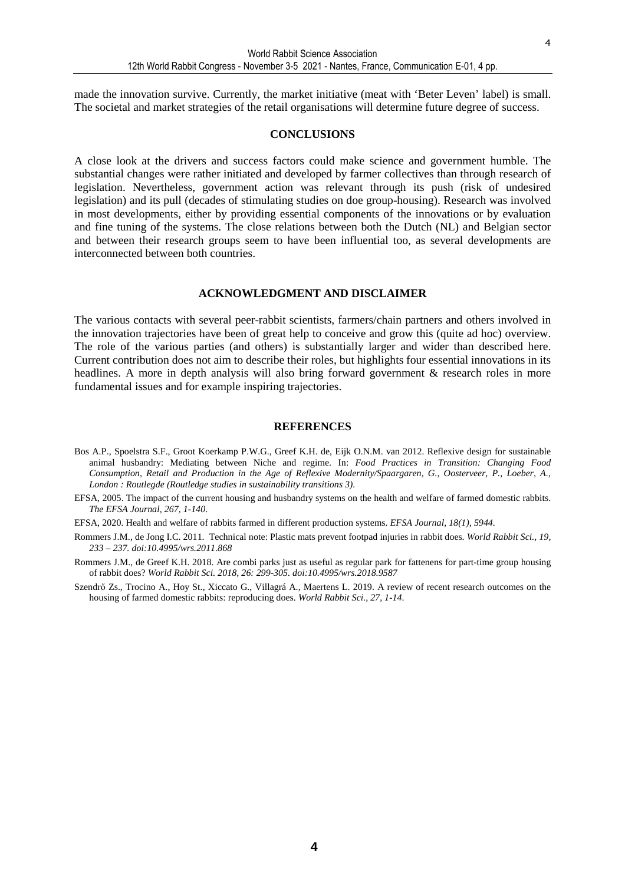made the innovation survive. Currently, the market initiative (meat with 'Beter Leven' label) is small. The societal and market strategies of the retail organisations will determine future degree of success.

## CONCLUSIONS

A close look at the drivers and success factors could make science and government humble. The substantial changes were rather initiated and developed by farmer collectives than through research of legislation. Nevertheless, government action was relevant through its push (risk of undesired legislation) and its pull (decades of stimulating studies on doe group-housing). Research was involved in most developments, either by providing essential components of the innovations or by evaluation and fine tuning of the systems. The close relations between both the Dutch (NL) and Belgian sector and between their research groups seem to have been influential too, as several developments are interconnected between both countries.

## ACKNOWLEDGMENT AND DISCLAIMER

The various contacts with several peer-rabbit scientists, farmers/chain partners and others involved in the innovation trajectories have been of great help to conceive and grow this (quite ad hoc) overview. The role of the various parties (and others) is substantially larger and wider than described here. Current contribution does not aim to describe their roles, but highlights four essential innovations in its headlines. A more in depth analysis will also bring forward government & research roles in more fundamental issues and for example inspiring trajectories.

## REFERENCES

Bos A.P., Spoelstra S.F., Groot Koerkamp P.W.G., Greef K.H. de, Eijk O.N.M. van 2012. Reflexive design for sustainable animal husbandry: Mediating between Niche and regime. In: *Food Practices in Transition: Changing Food Consumption, Retail and Production in the Age of Reflexive Modernity/Spaargaren, G., Oosterveer, P., Loeber, A., London : Routlegde (Routledge studies in sustainability transitions 3).*

EFSA, 2005. The impact of the current housing and husbandry systems on the health and welfare of farmed domestic rabbits. *The EFSA Journal, 267, 1-140.*

EFSA, 2020. Health and welfare of rabbits farmed in different production systems. *EFSA Journal, 18(1), 5944.*

Rommers J.M., de Jong I.C. 2011. Technical note: Plastic mats prevent footpad injuries in rabbit does. *World Rabbit Sci., 19, 233 – 237. doi:10.4995/wrs.2011.868*

Rommers J.M., de Greef K.H. 2018. Are combi parks just as useful as regular park for fattenens for part-time group housing of rabbit does? *World Rabbit Sci. 2018, 26: 299-305. doi:10.4995/wrs.2018.9587*

Szendrő Zs., Trocino A., Hoy St., Xiccato G., Villagrá A., Maertens L. 2019. A review of recent research outcomes on the housing of farmed domestic rabbits: reproducing does. *World Rabbit Sci., 27, 1-14.*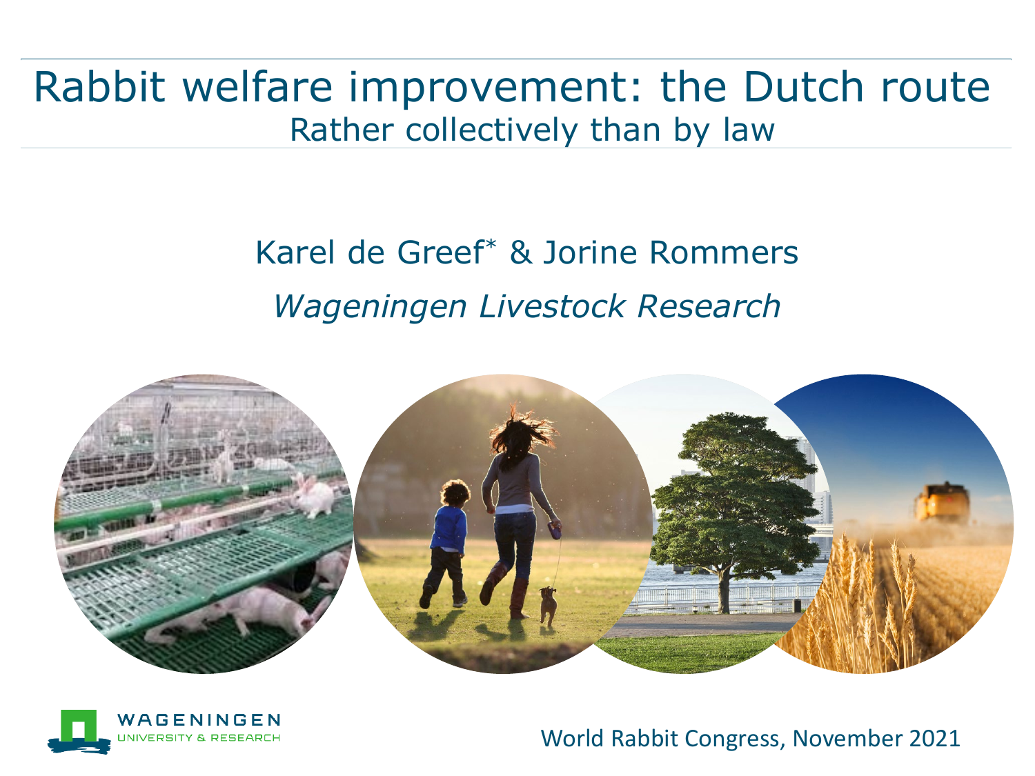# Rabbit welfare improvement: the Dutch route

## Rather collectively than by law

Karel de Greef* & Jorine Rommers

*Wageningen Livestock Research*

World Rabbit Congress, November 2021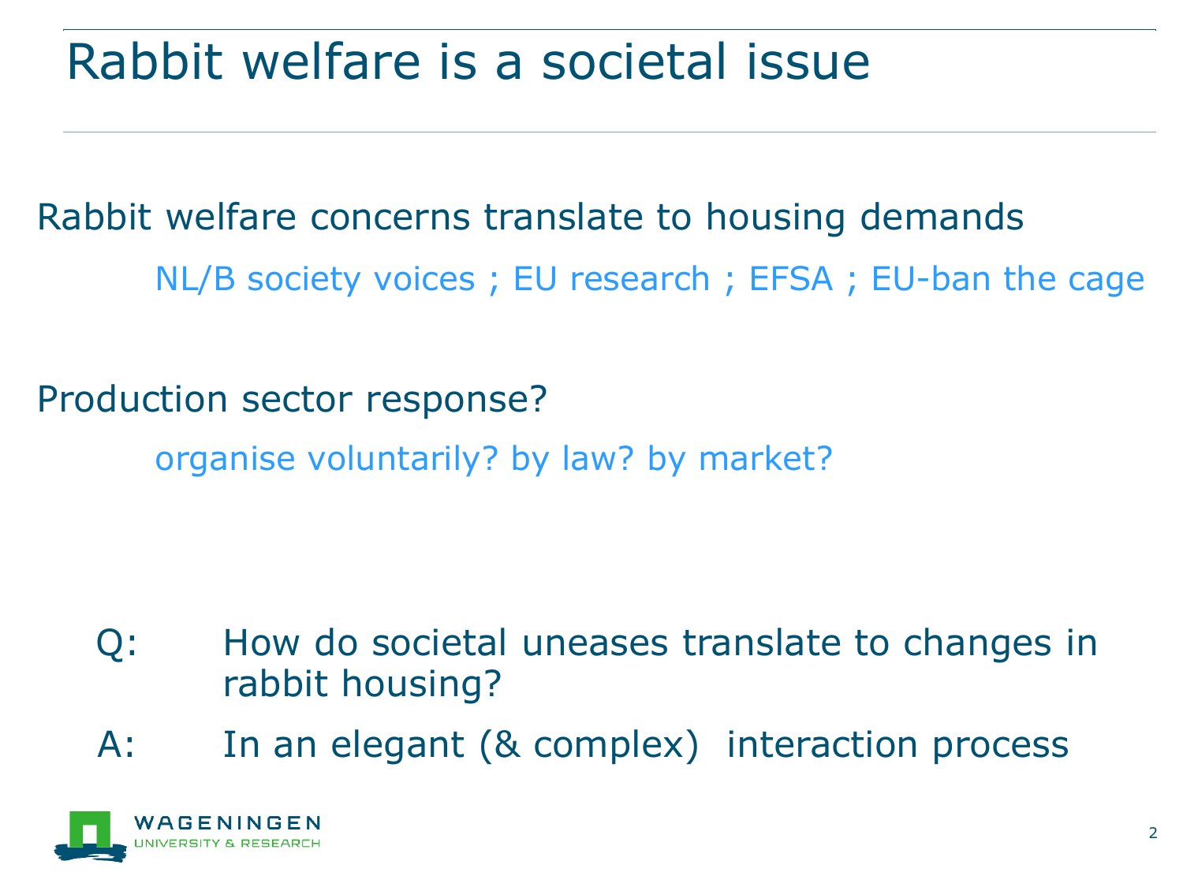# Rabbit welfare is a societal issue

Rabbit welfare concerns translate to housing demands

NL/B society voices ; EU research ; EFSA ; EU-ban the cage

Production sector response?

organise voluntarily? by law? by market?

Q: How do societal uneases translate to changes in rabbit housing?

A: In an elegant (& complex) interaction process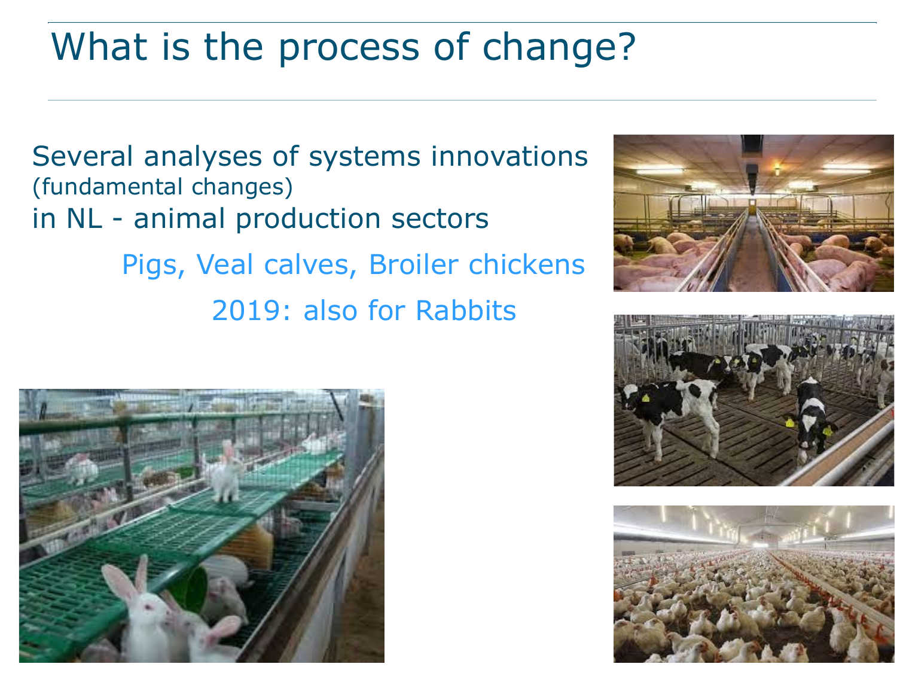# What is the process of change?

Several analyses of systems innovations
(fundamental changes)
in NL - animal production sectors

Pigs, Veal calves, Broiler chickens

2019: also for Rabbits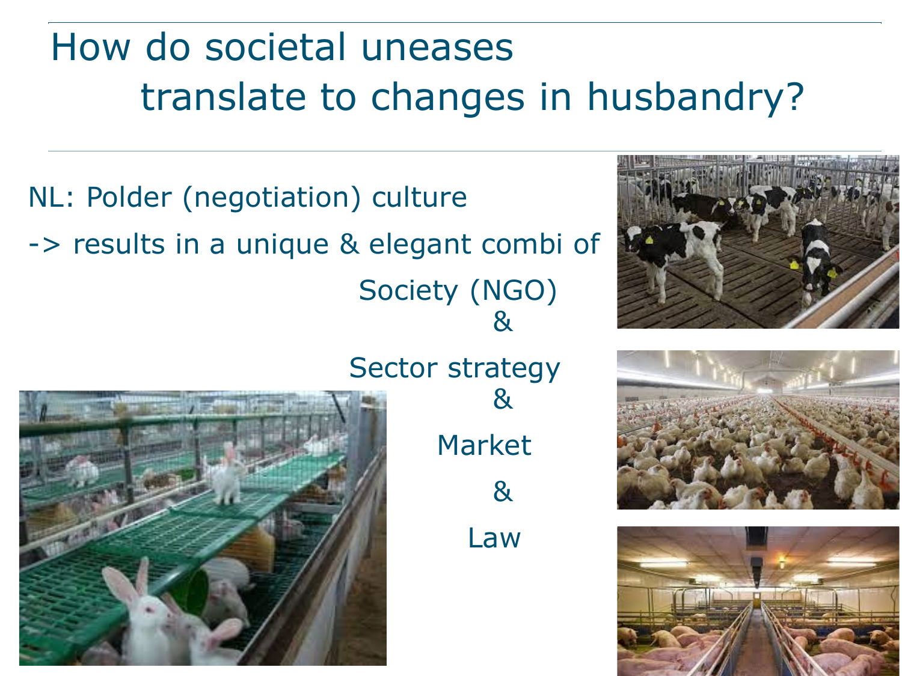# How do societal uneases translate to changes in husbandry?

NL: Polder (negotiation) culture

-> results in a unique & elegant combi of

Society (NGO)

&

Sector strategy

&

Market

&

Law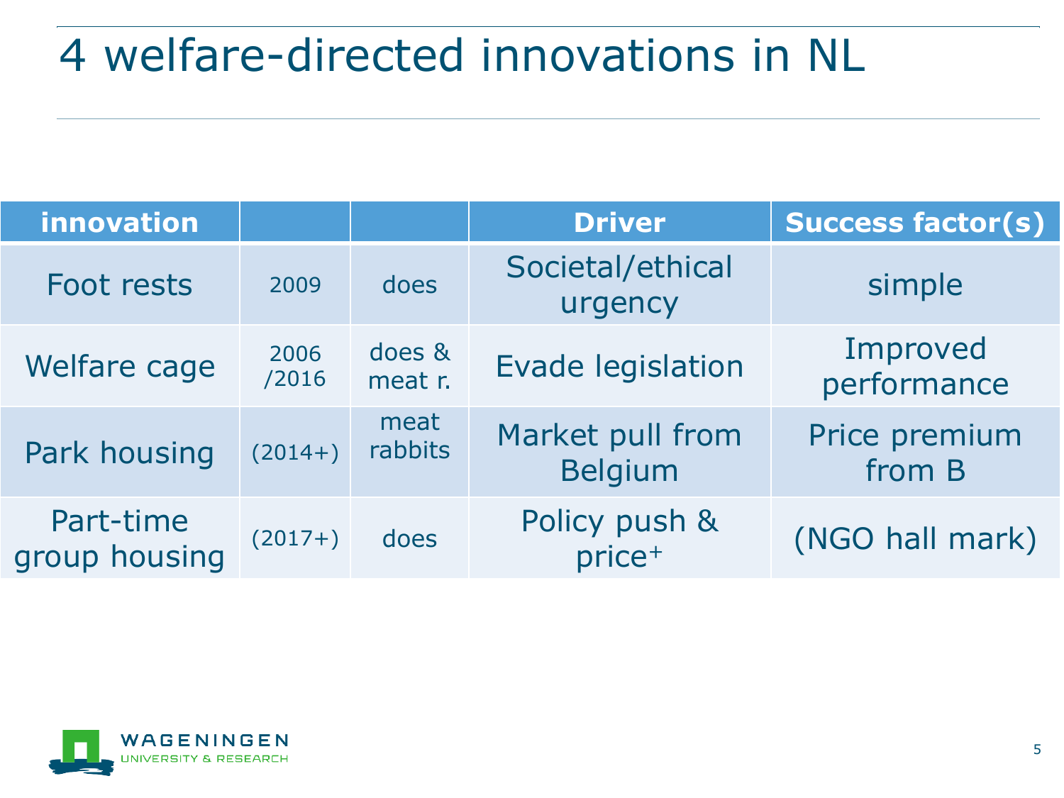# 4 welfare-directed innovations in NL

| innovation | | | Driver | Success factor(s) |
|---|---|---|---|---|
| Foot rests | 2009 | does | Societal/ethical urgency | simple |
| Welfare cage | 2006 /2016 | does & meat r. | Evade legislation | Improved performance |
| Park housing | (2014+) | meat rabbits | Market pull from Belgium | Price premium from B |
| Part-time group housing | (2017+) | does | Policy push & price+ | (NGO hall mark) |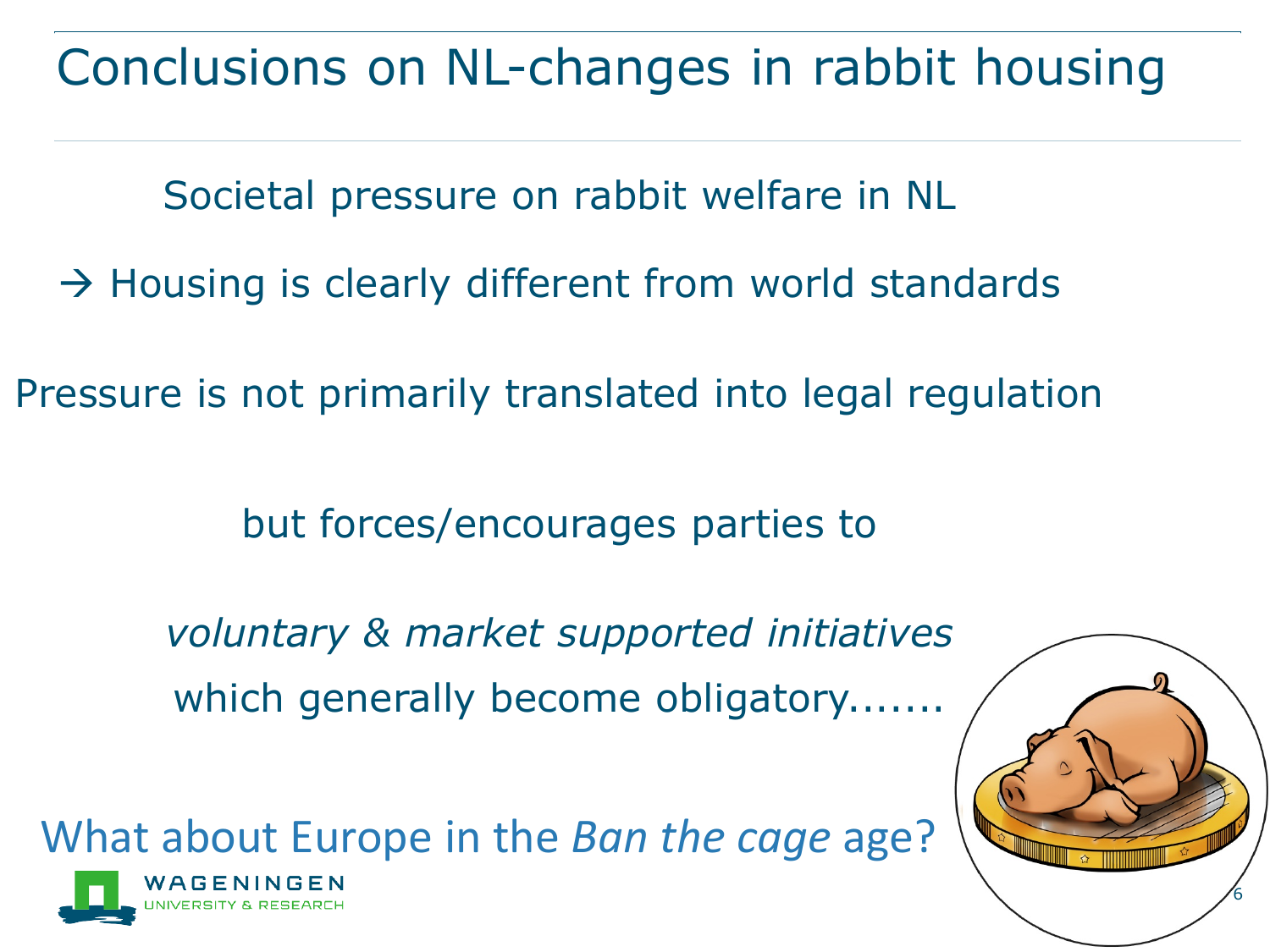# Conclusions on NL-changes in rabbit housing

Societal pressure on rabbit welfare in NL

→ Housing is clearly different from world standards

Pressure is not primarily translated into legal regulation

but forces/encourages parties to

*voluntary & market supported initiatives*

which generally become obligatory.......

What about Europe in the *Ban the cage* age?